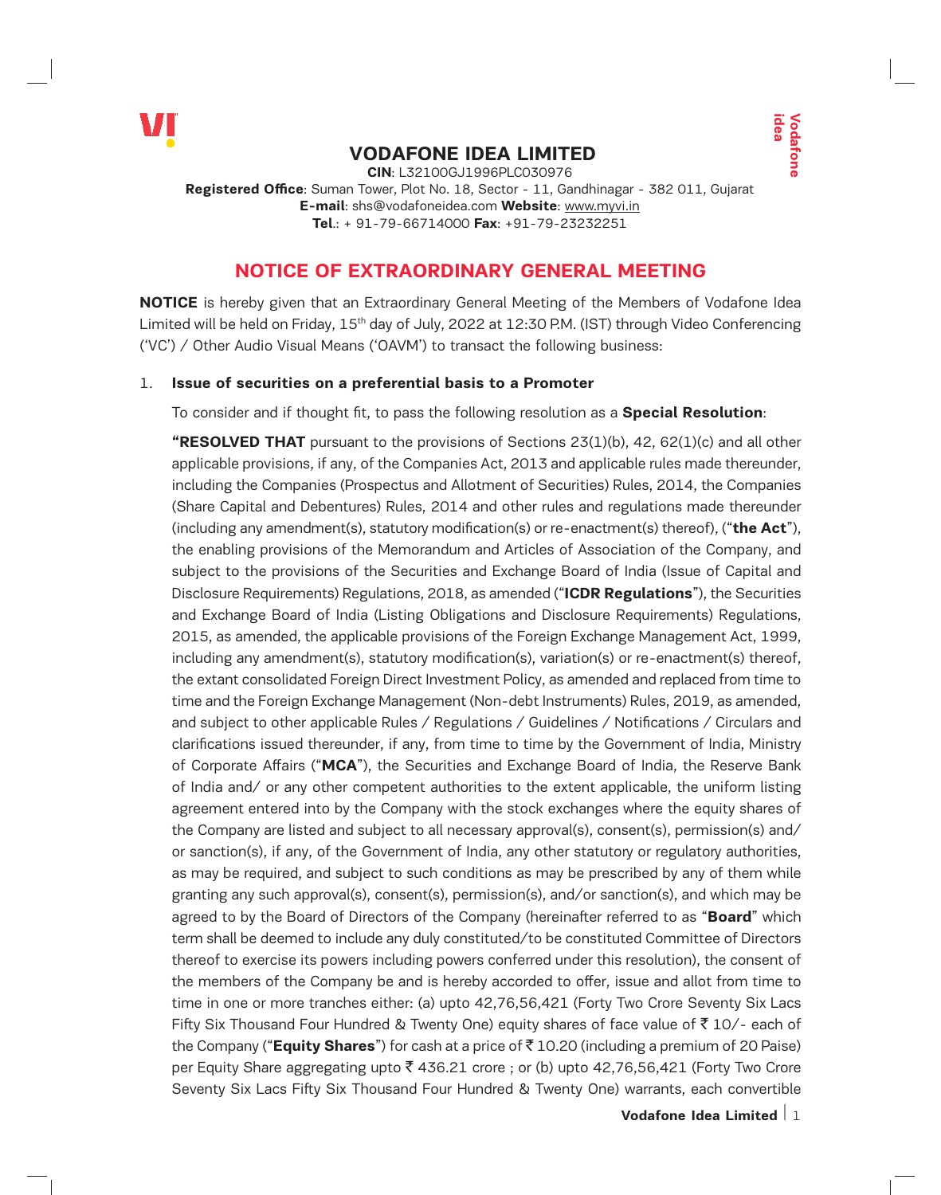# VODAFONE IDEA LIMITED

**CIN**: L32100GJ1996PLC030976
**Registered Office**: Suman Tower, Plot No. 18, Sector - 11, Gandhinagar - 382 011, Gujarat
**E-mail**: shs@vodafoneidea.com **Website**: www.myvi.in
**Tel**.: + 91-79-66714000 **Fax**: +91-79-23232251

## NOTICE OF EXTRAORDINARY GENERAL MEETING

**NOTICE** is hereby given that an Extraordinary General Meeting of the Members of Vodafone Idea Limited will be held on Friday, 15th day of July, 2022 at 12:30 P.M. (IST) through Video Conferencing ('VC') / Other Audio Visual Means ('OAVM') to transact the following business:

1. **Issue of securities on a preferential basis to a Promoter**

   To consider and if thought fit, to pass the following resolution as a **Special Resolution**:

   **"RESOLVED THAT** pursuant to the provisions of Sections 23(1)(b), 42, 62(1)(c) and all other applicable provisions, if any, of the Companies Act, 2013 and applicable rules made thereunder, including the Companies (Prospectus and Allotment of Securities) Rules, 2014, the Companies (Share Capital and Debentures) Rules, 2014 and other rules and regulations made thereunder (including any amendment(s), statutory modification(s) or re-enactment(s) thereof), ("**the Act**"), the enabling provisions of the Memorandum and Articles of Association of the Company, and subject to the provisions of the Securities and Exchange Board of India (Issue of Capital and Disclosure Requirements) Regulations, 2018, as amended ("**ICDR Regulations**"), the Securities and Exchange Board of India (Listing Obligations and Disclosure Requirements) Regulations, 2015, as amended, the applicable provisions of the Foreign Exchange Management Act, 1999, including any amendment(s), statutory modification(s), variation(s) or re-enactment(s) thereof, the extant consolidated Foreign Direct Investment Policy, as amended and replaced from time to time and the Foreign Exchange Management (Non-debt Instruments) Rules, 2019, as amended, and subject to other applicable Rules / Regulations / Guidelines / Notifications / Circulars and clarifications issued thereunder, if any, from time to time by the Government of India, Ministry of Corporate Affairs ("**MCA**"), the Securities and Exchange Board of India, the Reserve Bank of India and/ or any other competent authorities to the extent applicable, the uniform listing agreement entered into by the Company with the stock exchanges where the equity shares of the Company are listed and subject to all necessary approval(s), consent(s), permission(s) and/ or sanction(s), if any, of the Government of India, any other statutory or regulatory authorities, as may be required, and subject to such conditions as may be prescribed by any of them while granting any such approval(s), consent(s), permission(s), and/or sanction(s), and which may be agreed to by the Board of Directors of the Company (hereinafter referred to as "**Board**" which term shall be deemed to include any duly constituted/to be constituted Committee of Directors thereof to exercise its powers including powers conferred under this resolution), the consent of the members of the Company be and is hereby accorded to offer, issue and allot from time to time in one or more tranches either: (a) upto 42,76,56,421 (Forty Two Crore Seventy Six Lacs Fifty Six Thousand Four Hundred & Twenty One) equity shares of face value of ₹ 10/- each of the Company ("**Equity Shares**") for cash at a price of ₹ 10.20 (including a premium of 20 Paise) per Equity Share aggregating upto ₹ 436.21 crore ; or (b) upto 42,76,56,421 (Forty Two Crore Seventy Six Lacs Fifty Six Thousand Four Hundred & Twenty One) warrants, each convertible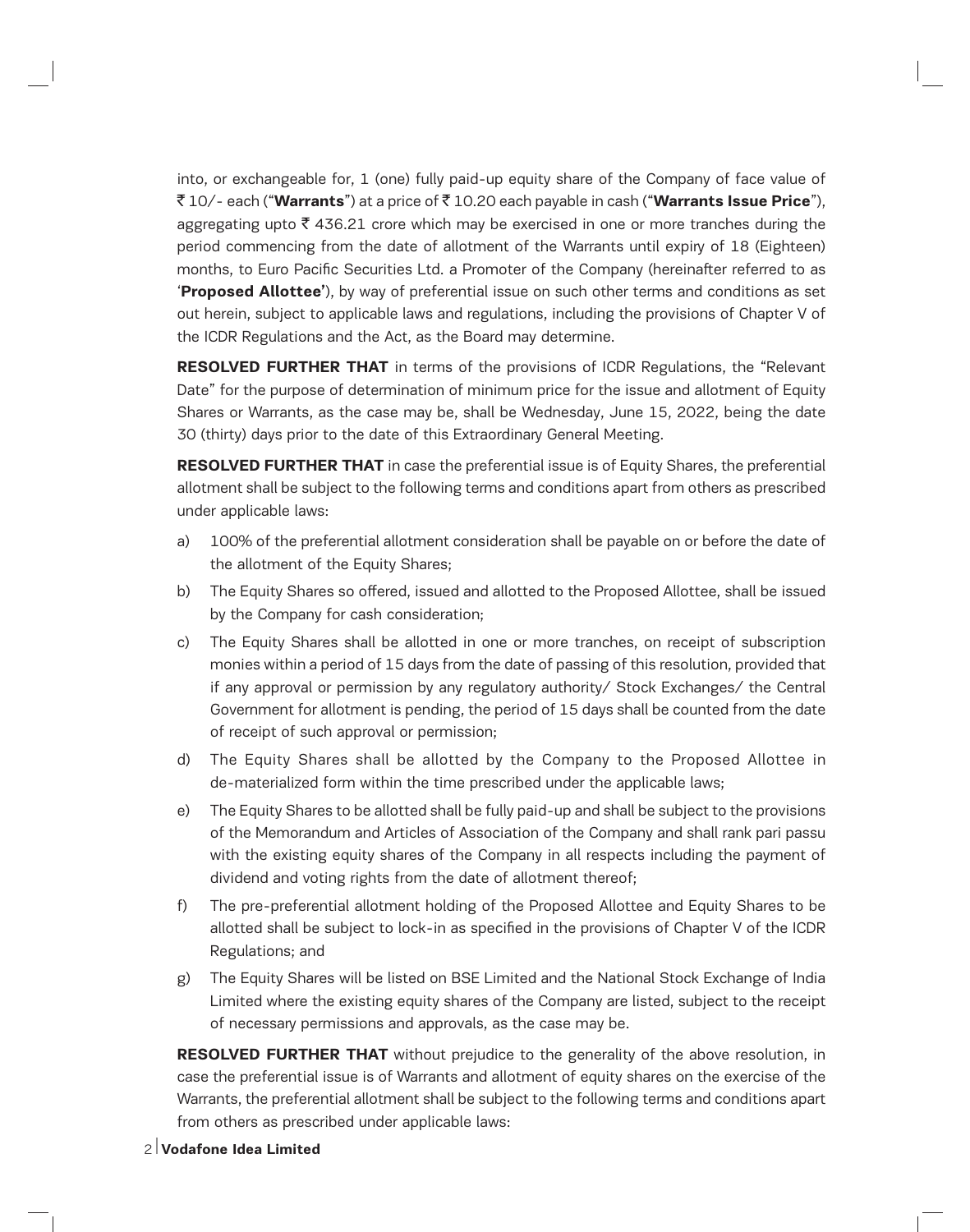into, or exchangeable for, 1 (one) fully paid-up equity share of the Company of face value of ₹ 10/- each ("**Warrants**") at a price of ₹ 10.20 each payable in cash ("**Warrants Issue Price**"), aggregating upto ₹ 436.21 crore which may be exercised in one or more tranches during the period commencing from the date of allotment of the Warrants until expiry of 18 (Eighteen) months, to Euro Pacific Securities Ltd. a Promoter of the Company (hereinafter referred to as '**Proposed Allottee'**), by way of preferential issue on such other terms and conditions as set out herein, subject to applicable laws and regulations, including the provisions of Chapter V of the ICDR Regulations and the Act, as the Board may determine.

**RESOLVED FURTHER THAT** in terms of the provisions of ICDR Regulations, the "Relevant Date" for the purpose of determination of minimum price for the issue and allotment of Equity Shares or Warrants, as the case may be, shall be Wednesday, June 15, 2022, being the date 30 (thirty) days prior to the date of this Extraordinary General Meeting.

**RESOLVED FURTHER THAT** in case the preferential issue is of Equity Shares, the preferential allotment shall be subject to the following terms and conditions apart from others as prescribed under applicable laws:

a) 100% of the preferential allotment consideration shall be payable on or before the date of the allotment of the Equity Shares;

b) The Equity Shares so offered, issued and allotted to the Proposed Allottee, shall be issued by the Company for cash consideration;

c) The Equity Shares shall be allotted in one or more tranches, on receipt of subscription monies within a period of 15 days from the date of passing of this resolution, provided that if any approval or permission by any regulatory authority/ Stock Exchanges/ the Central Government for allotment is pending, the period of 15 days shall be counted from the date of receipt of such approval or permission;

d) The Equity Shares shall be allotted by the Company to the Proposed Allottee in de-materialized form within the time prescribed under the applicable laws;

e) The Equity Shares to be allotted shall be fully paid-up and shall be subject to the provisions of the Memorandum and Articles of Association of the Company and shall rank pari passu with the existing equity shares of the Company in all respects including the payment of dividend and voting rights from the date of allotment thereof;

f) The pre-preferential allotment holding of the Proposed Allottee and Equity Shares to be allotted shall be subject to lock-in as specified in the provisions of Chapter V of the ICDR Regulations; and

g) The Equity Shares will be listed on BSE Limited and the National Stock Exchange of India Limited where the existing equity shares of the Company are listed, subject to the receipt of necessary permissions and approvals, as the case may be.

**RESOLVED FURTHER THAT** without prejudice to the generality of the above resolution, in case the preferential issue is of Warrants and allotment of equity shares on the exercise of the Warrants, the preferential allotment shall be subject to the following terms and conditions apart from others as prescribed under applicable laws: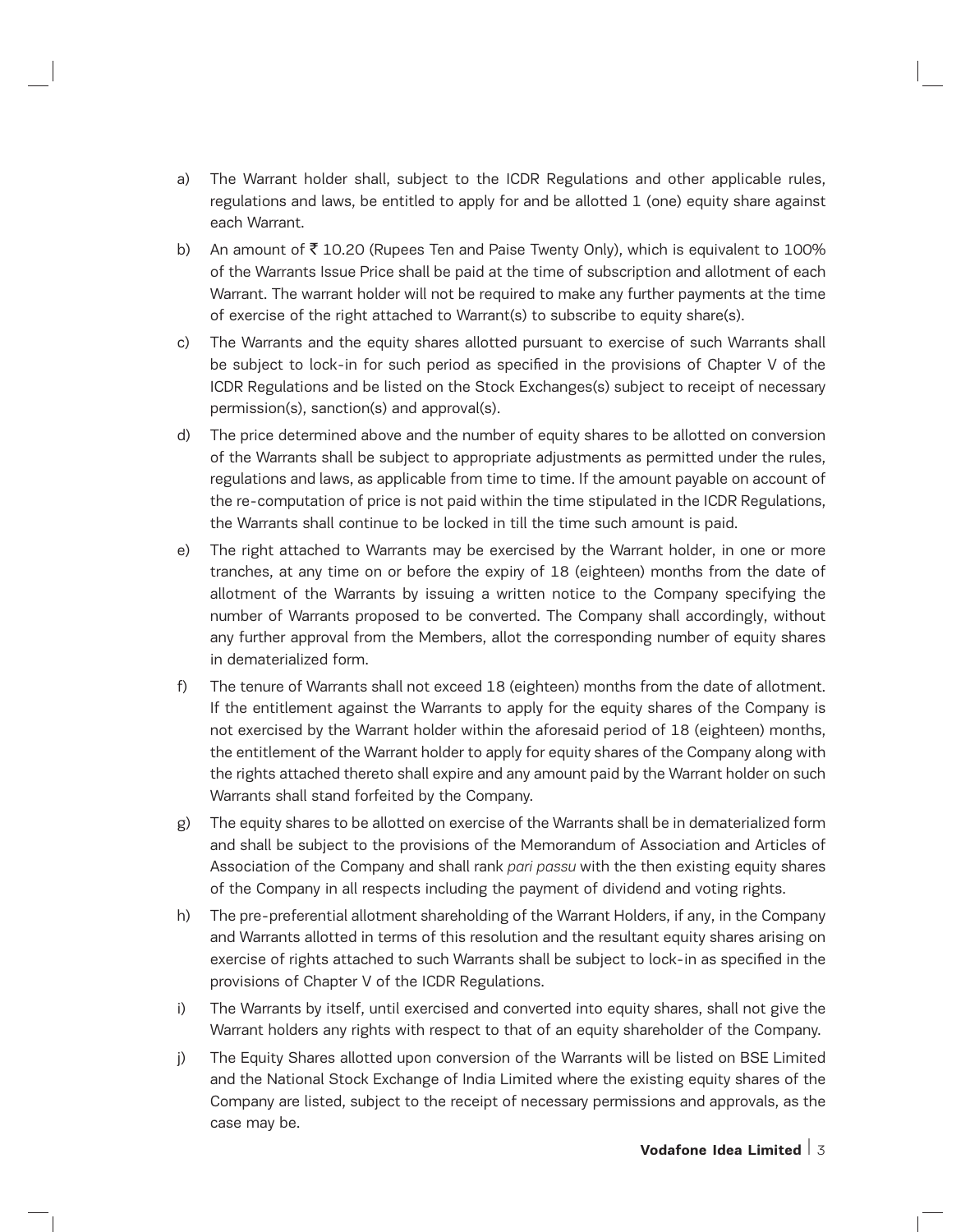a) The Warrant holder shall, subject to the ICDR Regulations and other applicable rules, regulations and laws, be entitled to apply for and be allotted 1 (one) equity share against each Warrant.

b) An amount of ₹ 10.20 (Rupees Ten and Paise Twenty Only), which is equivalent to 100% of the Warrants Issue Price shall be paid at the time of subscription and allotment of each Warrant. The warrant holder will not be required to make any further payments at the time of exercise of the right attached to Warrant(s) to subscribe to equity share(s).

c) The Warrants and the equity shares allotted pursuant to exercise of such Warrants shall be subject to lock-in for such period as specified in the provisions of Chapter V of the ICDR Regulations and be listed on the Stock Exchanges(s) subject to receipt of necessary permission(s), sanction(s) and approval(s).

d) The price determined above and the number of equity shares to be allotted on conversion of the Warrants shall be subject to appropriate adjustments as permitted under the rules, regulations and laws, as applicable from time to time. If the amount payable on account of the re-computation of price is not paid within the time stipulated in the ICDR Regulations, the Warrants shall continue to be locked in till the time such amount is paid.

e) The right attached to Warrants may be exercised by the Warrant holder, in one or more tranches, at any time on or before the expiry of 18 (eighteen) months from the date of allotment of the Warrants by issuing a written notice to the Company specifying the number of Warrants proposed to be converted. The Company shall accordingly, without any further approval from the Members, allot the corresponding number of equity shares in dematerialized form.

f) The tenure of Warrants shall not exceed 18 (eighteen) months from the date of allotment. If the entitlement against the Warrants to apply for the equity shares of the Company is not exercised by the Warrant holder within the aforesaid period of 18 (eighteen) months, the entitlement of the Warrant holder to apply for equity shares of the Company along with the rights attached thereto shall expire and any amount paid by the Warrant holder on such Warrants shall stand forfeited by the Company.

g) The equity shares to be allotted on exercise of the Warrants shall be in dematerialized form and shall be subject to the provisions of the Memorandum of Association and Articles of Association of the Company and shall rank *pari passu* with the then existing equity shares of the Company in all respects including the payment of dividend and voting rights.

h) The pre-preferential allotment shareholding of the Warrant Holders, if any, in the Company and Warrants allotted in terms of this resolution and the resultant equity shares arising on exercise of rights attached to such Warrants shall be subject to lock-in as specified in the provisions of Chapter V of the ICDR Regulations.

i) The Warrants by itself, until exercised and converted into equity shares, shall not give the Warrant holders any rights with respect to that of an equity shareholder of the Company.

j) The Equity Shares allotted upon conversion of the Warrants will be listed on BSE Limited and the National Stock Exchange of India Limited where the existing equity shares of the Company are listed, subject to the receipt of necessary permissions and approvals, as the case may be.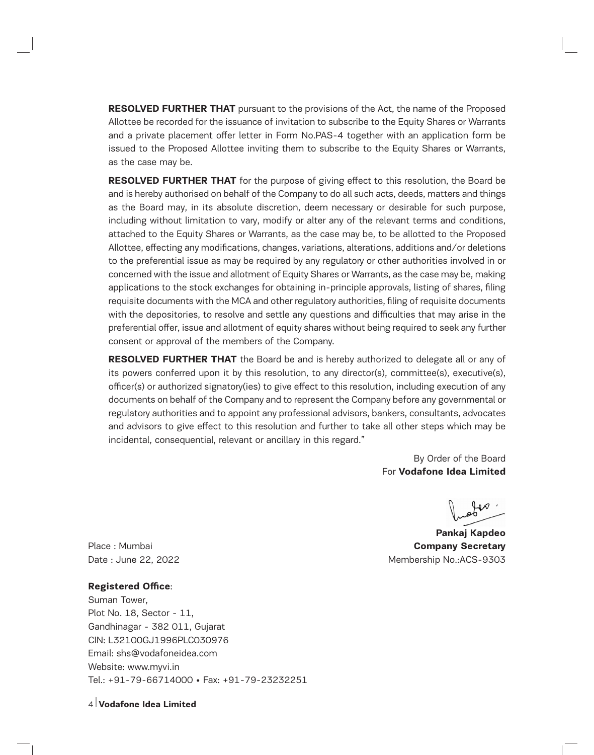**RESOLVED FURTHER THAT** pursuant to the provisions of the Act, the name of the Proposed Allottee be recorded for the issuance of invitation to subscribe to the Equity Shares or Warrants and a private placement offer letter in Form No.PAS-4 together with an application form be issued to the Proposed Allottee inviting them to subscribe to the Equity Shares or Warrants, as the case may be.

**RESOLVED FURTHER THAT** for the purpose of giving effect to this resolution, the Board be and is hereby authorised on behalf of the Company to do all such acts, deeds, matters and things as the Board may, in its absolute discretion, deem necessary or desirable for such purpose, including without limitation to vary, modify or alter any of the relevant terms and conditions, attached to the Equity Shares or Warrants, as the case may be, to be allotted to the Proposed Allottee, effecting any modifications, changes, variations, alterations, additions and/or deletions to the preferential issue as may be required by any regulatory or other authorities involved in or concerned with the issue and allotment of Equity Shares or Warrants, as the case may be, making applications to the stock exchanges for obtaining in-principle approvals, listing of shares, filing requisite documents with the MCA and other regulatory authorities, filing of requisite documents with the depositories, to resolve and settle any questions and difficulties that may arise in the preferential offer, issue and allotment of equity shares without being required to seek any further consent or approval of the members of the Company.

**RESOLVED FURTHER THAT** the Board be and is hereby authorized to delegate all or any of its powers conferred upon it by this resolution, to any director(s), committee(s), executive(s), officer(s) or authorized signatory(ies) to give effect to this resolution, including execution of any documents on behalf of the Company and to represent the Company before any governmental or regulatory authorities and to appoint any professional advisors, bankers, consultants, advocates and advisors to give effect to this resolution and further to take all other steps which may be incidental, consequential, relevant or ancillary in this regard."

By Order of the Board
For **Vodafone Idea Limited**

**Pankaj Kapdeo**
**Company Secretary**
Membership No.:ACS-9303

Place : Mumbai
Date : June 22, 2022

**Registered Office**:
Suman Tower,
Plot No. 18, Sector - 11,
Gandhinagar - 382 011, Gujarat
CIN: L32100GJ1996PLC030976
Email: shs@vodafoneidea.com
Website: www.myvi.in
Tel.: +91-79-66714000 • Fax: +91-79-23232251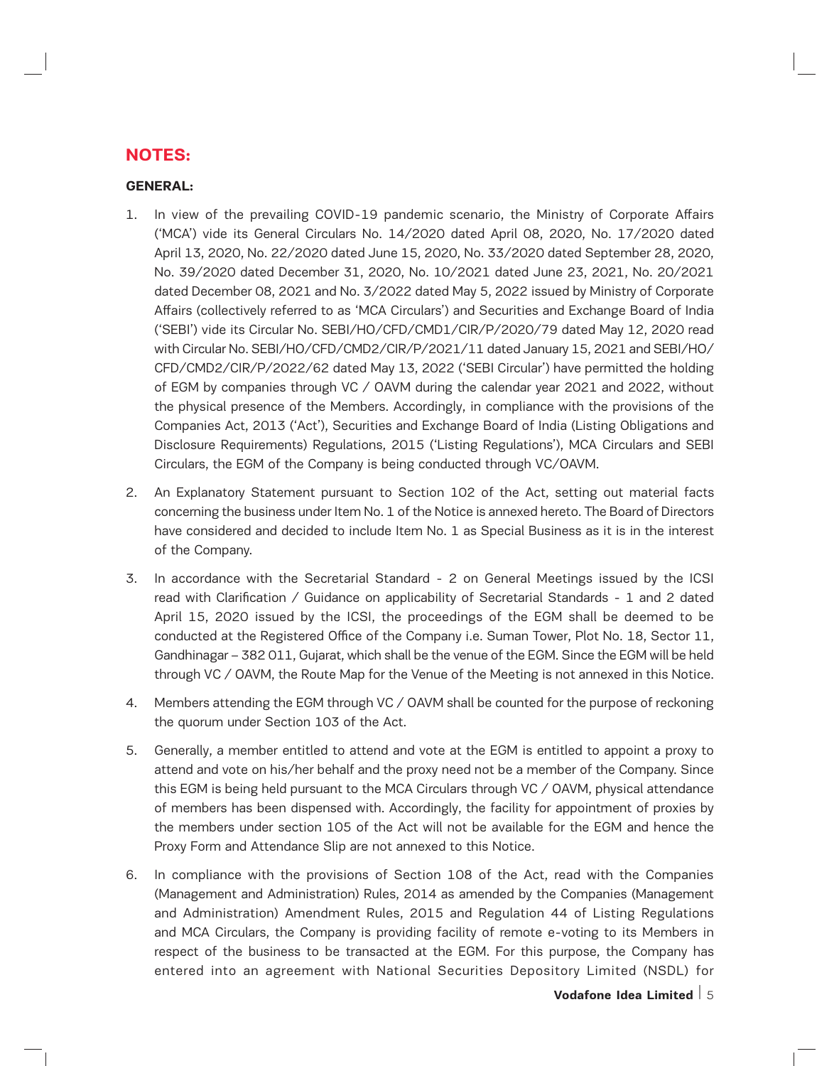## NOTES:

### GENERAL:

1. In view of the prevailing COVID-19 pandemic scenario, the Ministry of Corporate Affairs ('MCA') vide its General Circulars No. 14/2020 dated April 08, 2020, No. 17/2020 dated April 13, 2020, No. 22/2020 dated June 15, 2020, No. 33/2020 dated September 28, 2020, No. 39/2020 dated December 31, 2020, No. 10/2021 dated June 23, 2021, No. 20/2021 dated December 08, 2021 and No. 3/2022 dated May 5, 2022 issued by Ministry of Corporate Affairs (collectively referred to as 'MCA Circulars') and Securities and Exchange Board of India ('SEBI') vide its Circular No. SEBI/HO/CFD/CMD1/CIR/P/2020/79 dated May 12, 2020 read with Circular No. SEBI/HO/CFD/CMD2/CIR/P/2021/11 dated January 15, 2021 and SEBI/HO/CFD/CMD2/CIR/P/2022/62 dated May 13, 2022 ('SEBI Circular') have permitted the holding of EGM by companies through VC / OAVM during the calendar year 2021 and 2022, without the physical presence of the Members. Accordingly, in compliance with the provisions of the Companies Act, 2013 ('Act'), Securities and Exchange Board of India (Listing Obligations and Disclosure Requirements) Regulations, 2015 ('Listing Regulations'), MCA Circulars and SEBI Circulars, the EGM of the Company is being conducted through VC/OAVM.

2. An Explanatory Statement pursuant to Section 102 of the Act, setting out material facts concerning the business under Item No. 1 of the Notice is annexed hereto. The Board of Directors have considered and decided to include Item No. 1 as Special Business as it is in the interest of the Company.

3. In accordance with the Secretarial Standard - 2 on General Meetings issued by the ICSI read with Clarification / Guidance on applicability of Secretarial Standards - 1 and 2 dated April 15, 2020 issued by the ICSI, the proceedings of the EGM shall be deemed to be conducted at the Registered Office of the Company i.e. Suman Tower, Plot No. 18, Sector 11, Gandhinagar – 382 011, Gujarat, which shall be the venue of the EGM. Since the EGM will be held through VC / OAVM, the Route Map for the Venue of the Meeting is not annexed in this Notice.

4. Members attending the EGM through VC / OAVM shall be counted for the purpose of reckoning the quorum under Section 103 of the Act.

5. Generally, a member entitled to attend and vote at the EGM is entitled to appoint a proxy to attend and vote on his/her behalf and the proxy need not be a member of the Company. Since this EGM is being held pursuant to the MCA Circulars through VC / OAVM, physical attendance of members has been dispensed with. Accordingly, the facility for appointment of proxies by the members under section 105 of the Act will not be available for the EGM and hence the Proxy Form and Attendance Slip are not annexed to this Notice.

6. In compliance with the provisions of Section 108 of the Act, read with the Companies (Management and Administration) Rules, 2014 as amended by the Companies (Management and Administration) Amendment Rules, 2015 and Regulation 44 of Listing Regulations and MCA Circulars, the Company is providing facility of remote e-voting to its Members in respect of the business to be transacted at the EGM. For this purpose, the Company has entered into an agreement with National Securities Depository Limited (NSDL) for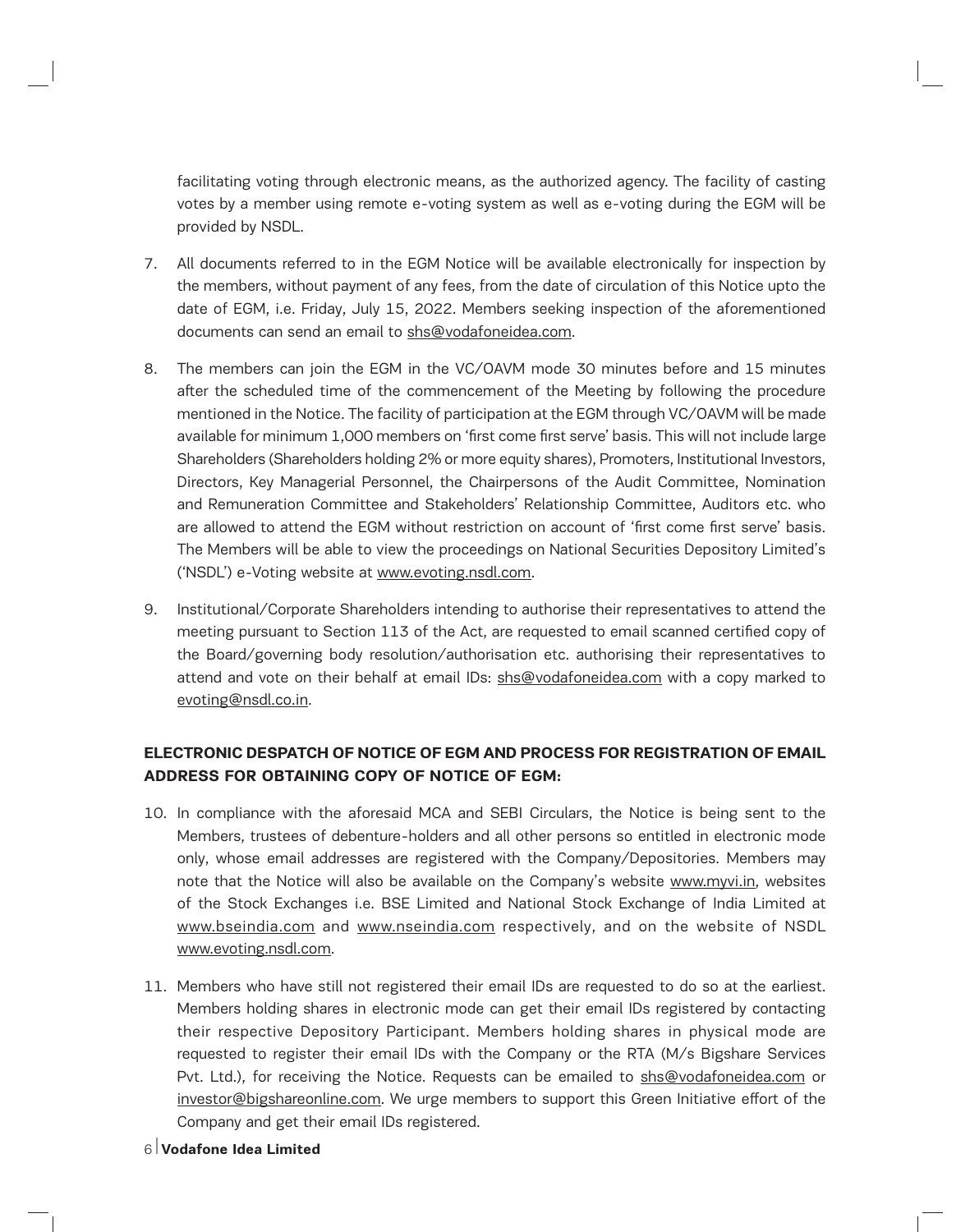facilitating voting through electronic means, as the authorized agency. The facility of casting votes by a member using remote e-voting system as well as e-voting during the EGM will be provided by NSDL.

7. All documents referred to in the EGM Notice will be available electronically for inspection by the members, without payment of any fees, from the date of circulation of this Notice upto the date of EGM, i.e. Friday, July 15, 2022. Members seeking inspection of the aforementioned documents can send an email to shs@vodafoneidea.com.

8. The members can join the EGM in the VC/OAVM mode 30 minutes before and 15 minutes after the scheduled time of the commencement of the Meeting by following the procedure mentioned in the Notice. The facility of participation at the EGM through VC/OAVM will be made available for minimum 1,000 members on 'first come first serve' basis. This will not include large Shareholders (Shareholders holding 2% or more equity shares), Promoters, Institutional Investors, Directors, Key Managerial Personnel, the Chairpersons of the Audit Committee, Nomination and Remuneration Committee and Stakeholders' Relationship Committee, Auditors etc. who are allowed to attend the EGM without restriction on account of 'first come first serve' basis. The Members will be able to view the proceedings on National Securities Depository Limited's ('NSDL') e-Voting website at www.evoting.nsdl.com.

9. Institutional/Corporate Shareholders intending to authorise their representatives to attend the meeting pursuant to Section 113 of the Act, are requested to email scanned certified copy of the Board/governing body resolution/authorisation etc. authorising their representatives to attend and vote on their behalf at email IDs: shs@vodafoneidea.com with a copy marked to evoting@nsdl.co.in.

**ELECTRONIC DESPATCH OF NOTICE OF EGM AND PROCESS FOR REGISTRATION OF EMAIL ADDRESS FOR OBTAINING COPY OF NOTICE OF EGM:**

10. In compliance with the aforesaid MCA and SEBI Circulars, the Notice is being sent to the Members, trustees of debenture-holders and all other persons so entitled in electronic mode only, whose email addresses are registered with the Company/Depositories. Members may note that the Notice will also be available on the Company's website www.myvi.in, websites of the Stock Exchanges i.e. BSE Limited and National Stock Exchange of India Limited at www.bseindia.com and www.nseindia.com respectively, and on the website of NSDL www.evoting.nsdl.com.

11. Members who have still not registered their email IDs are requested to do so at the earliest. Members holding shares in electronic mode can get their email IDs registered by contacting their respective Depository Participant. Members holding shares in physical mode are requested to register their email IDs with the Company or the RTA (M/s Bigshare Services Pvt. Ltd.), for receiving the Notice. Requests can be emailed to shs@vodafoneidea.com or investor@bigshareonline.com. We urge members to support this Green Initiative effort of the Company and get their email IDs registered.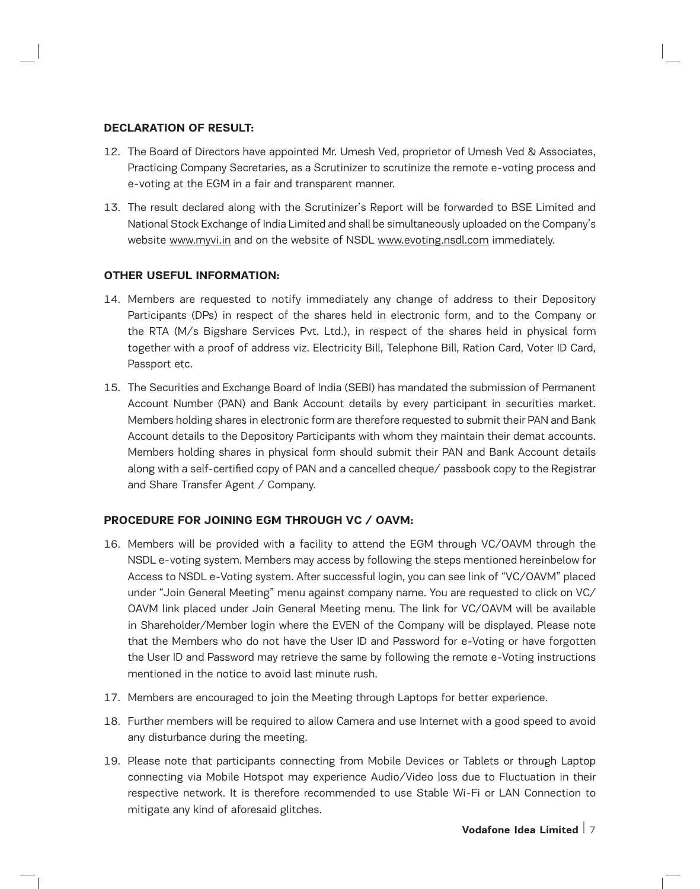### DECLARATION OF RESULT:

12. The Board of Directors have appointed Mr. Umesh Ved, proprietor of Umesh Ved & Associates, Practicing Company Secretaries, as a Scrutinizer to scrutinize the remote e-voting process and e-voting at the EGM in a fair and transparent manner.

13. The result declared along with the Scrutinizer's Report will be forwarded to BSE Limited and National Stock Exchange of India Limited and shall be simultaneously uploaded on the Company's website www.myvi.in and on the website of NSDL www.evoting.nsdl.com immediately.

### OTHER USEFUL INFORMATION:

14. Members are requested to notify immediately any change of address to their Depository Participants (DPs) in respect of the shares held in electronic form, and to the Company or the RTA (M/s Bigshare Services Pvt. Ltd.), in respect of the shares held in physical form together with a proof of address viz. Electricity Bill, Telephone Bill, Ration Card, Voter ID Card, Passport etc.

15. The Securities and Exchange Board of India (SEBI) has mandated the submission of Permanent Account Number (PAN) and Bank Account details by every participant in securities market. Members holding shares in electronic form are therefore requested to submit their PAN and Bank Account details to the Depository Participants with whom they maintain their demat accounts. Members holding shares in physical form should submit their PAN and Bank Account details along with a self-certified copy of PAN and a cancelled cheque/ passbook copy to the Registrar and Share Transfer Agent / Company.

### PROCEDURE FOR JOINING EGM THROUGH VC / OAVM:

16. Members will be provided with a facility to attend the EGM through VC/OAVM through the NSDL e-voting system. Members may access by following the steps mentioned hereinbelow for Access to NSDL e-Voting system. After successful login, you can see link of "VC/OAVM" placed under "Join General Meeting" menu against company name. You are requested to click on VC/ OAVM link placed under Join General Meeting menu. The link for VC/OAVM will be available in Shareholder/Member login where the EVEN of the Company will be displayed. Please note that the Members who do not have the User ID and Password for e-Voting or have forgotten the User ID and Password may retrieve the same by following the remote e-Voting instructions mentioned in the notice to avoid last minute rush.

17. Members are encouraged to join the Meeting through Laptops for better experience.

18. Further members will be required to allow Camera and use Internet with a good speed to avoid any disturbance during the meeting.

19. Please note that participants connecting from Mobile Devices or Tablets or through Laptop connecting via Mobile Hotspot may experience Audio/Video loss due to Fluctuation in their respective network. It is therefore recommended to use Stable Wi-Fi or LAN Connection to mitigate any kind of aforesaid glitches.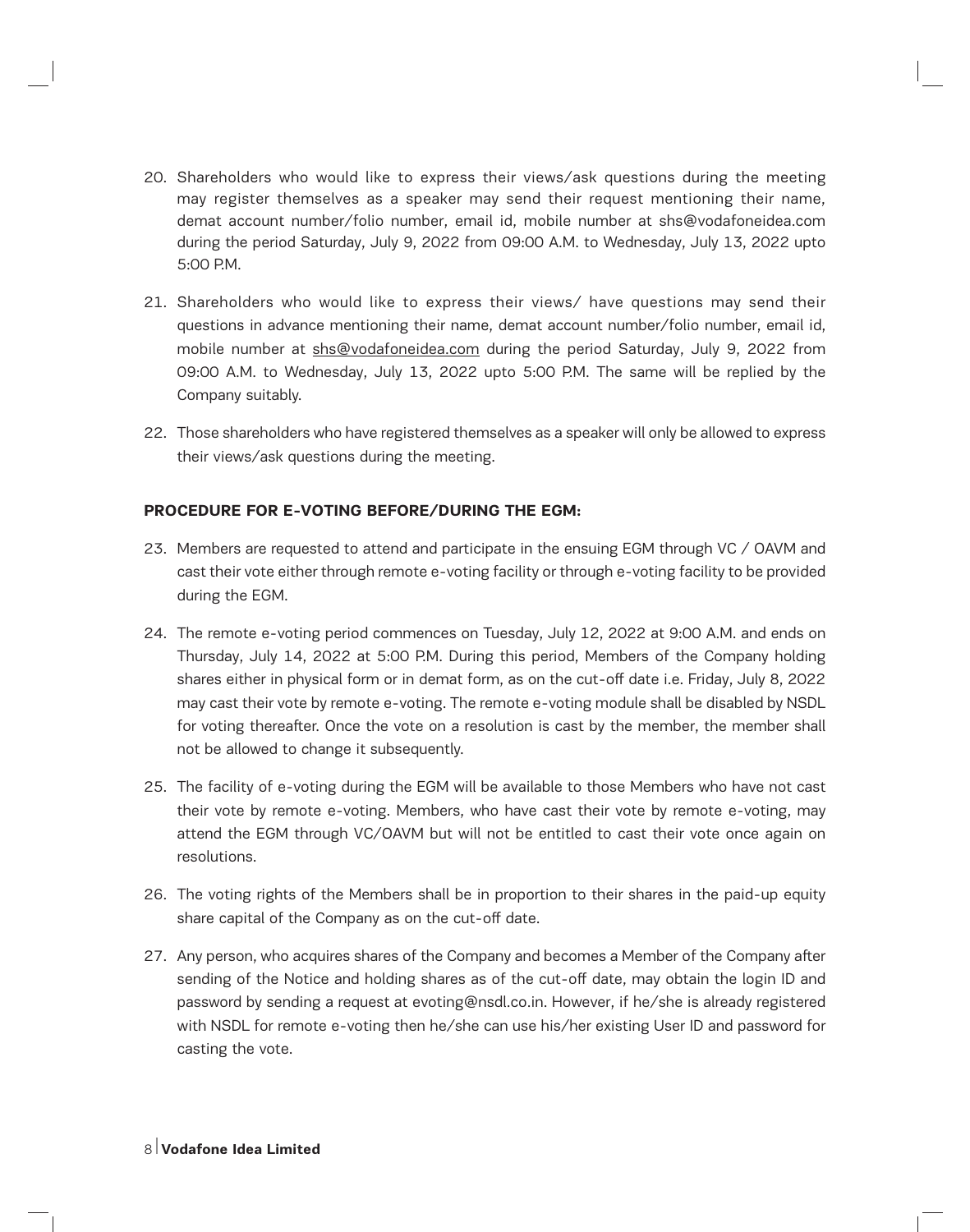20. Shareholders who would like to express their views/ask questions during the meeting may register themselves as a speaker may send their request mentioning their name, demat account number/folio number, email id, mobile number at shs@vodafoneidea.com during the period Saturday, July 9, 2022 from 09:00 A.M. to Wednesday, July 13, 2022 upto 5:00 P.M.

21. Shareholders who would like to express their views/ have questions may send their questions in advance mentioning their name, demat account number/folio number, email id, mobile number at shs@vodafoneidea.com during the period Saturday, July 9, 2022 from 09:00 A.M. to Wednesday, July 13, 2022 upto 5:00 P.M. The same will be replied by the Company suitably.

22. Those shareholders who have registered themselves as a speaker will only be allowed to express their views/ask questions during the meeting.

**PROCEDURE FOR E-VOTING BEFORE/DURING THE EGM:**

23. Members are requested to attend and participate in the ensuing EGM through VC / OAVM and cast their vote either through remote e-voting facility or through e-voting facility to be provided during the EGM.

24. The remote e-voting period commences on Tuesday, July 12, 2022 at 9:00 A.M. and ends on Thursday, July 14, 2022 at 5:00 P.M. During this period, Members of the Company holding shares either in physical form or in demat form, as on the cut-off date i.e. Friday, July 8, 2022 may cast their vote by remote e-voting. The remote e-voting module shall be disabled by NSDL for voting thereafter. Once the vote on a resolution is cast by the member, the member shall not be allowed to change it subsequently.

25. The facility of e-voting during the EGM will be available to those Members who have not cast their vote by remote e-voting. Members, who have cast their vote by remote e-voting, may attend the EGM through VC/OAVM but will not be entitled to cast their vote once again on resolutions.

26. The voting rights of the Members shall be in proportion to their shares in the paid-up equity share capital of the Company as on the cut-off date.

27. Any person, who acquires shares of the Company and becomes a Member of the Company after sending of the Notice and holding shares as of the cut-off date, may obtain the login ID and password by sending a request at evoting@nsdl.co.in. However, if he/she is already registered with NSDL for remote e-voting then he/she can use his/her existing User ID and password for casting the vote.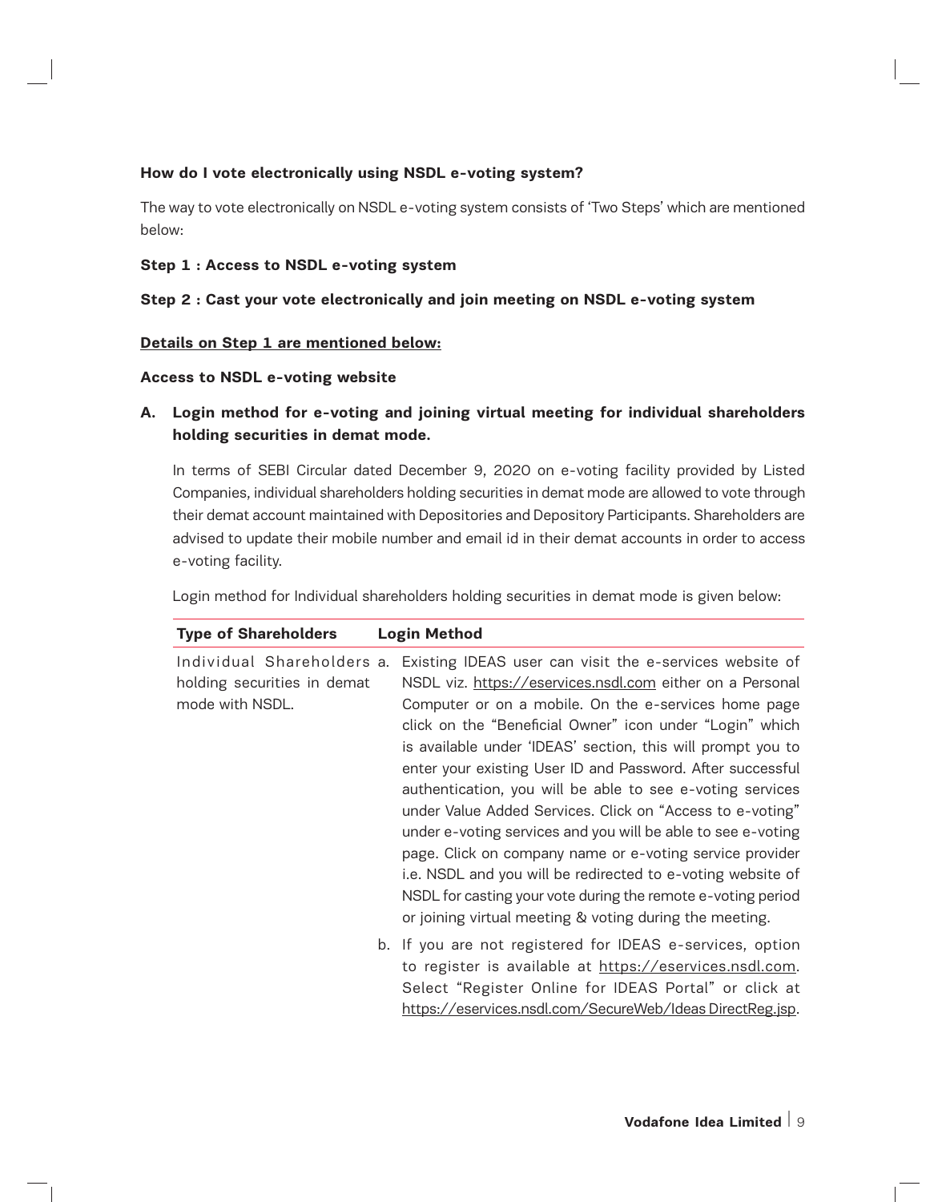**How do I vote electronically using NSDL e-voting system?**

The way to vote electronically on NSDL e-voting system consists of 'Two Steps' which are mentioned below:

**Step 1 : Access to NSDL e-voting system**

**Step 2 : Cast your vote electronically and join meeting on NSDL e-voting system**

**<u>Details on Step 1 are mentioned below:</u>**

**Access to NSDL e-voting website**

**A. Login method for e-voting and joining virtual meeting for individual shareholders holding securities in demat mode.**

In terms of SEBI Circular dated December 9, 2020 on e-voting facility provided by Listed Companies, individual shareholders holding securities in demat mode are allowed to vote through their demat account maintained with Depositories and Depository Participants. Shareholders are advised to update their mobile number and email id in their demat accounts in order to access e-voting facility.

Login method for Individual shareholders holding securities in demat mode is given below:

| Type of Shareholders | Login Method |
|---|---|
| Individual Shareholders holding securities in demat mode with NSDL. | a. Existing IDEAS user can visit the e-services website of NSDL viz. https://eservices.nsdl.com either on a Personal Computer or on a mobile. On the e-services home page click on the "Beneficial Owner" icon under "Login" which is available under 'IDEAS' section, this will prompt you to enter your existing User ID and Password. After successful authentication, you will be able to see e-voting services under Value Added Services. Click on "Access to e-voting" under e-voting services and you will be able to see e-voting page. Click on company name or e-voting service provider i.e. NSDL and you will be redirected to e-voting website of NSDL for casting your vote during the remote e-voting period or joining virtual meeting & voting during the meeting.<br><br>b. If you are not registered for IDEAS e-services, option to register is available at https://eservices.nsdl.com. Select "Register Online for IDEAS Portal" or click at https://eservices.nsdl.com/SecureWeb/Ideas DirectReg.jsp. |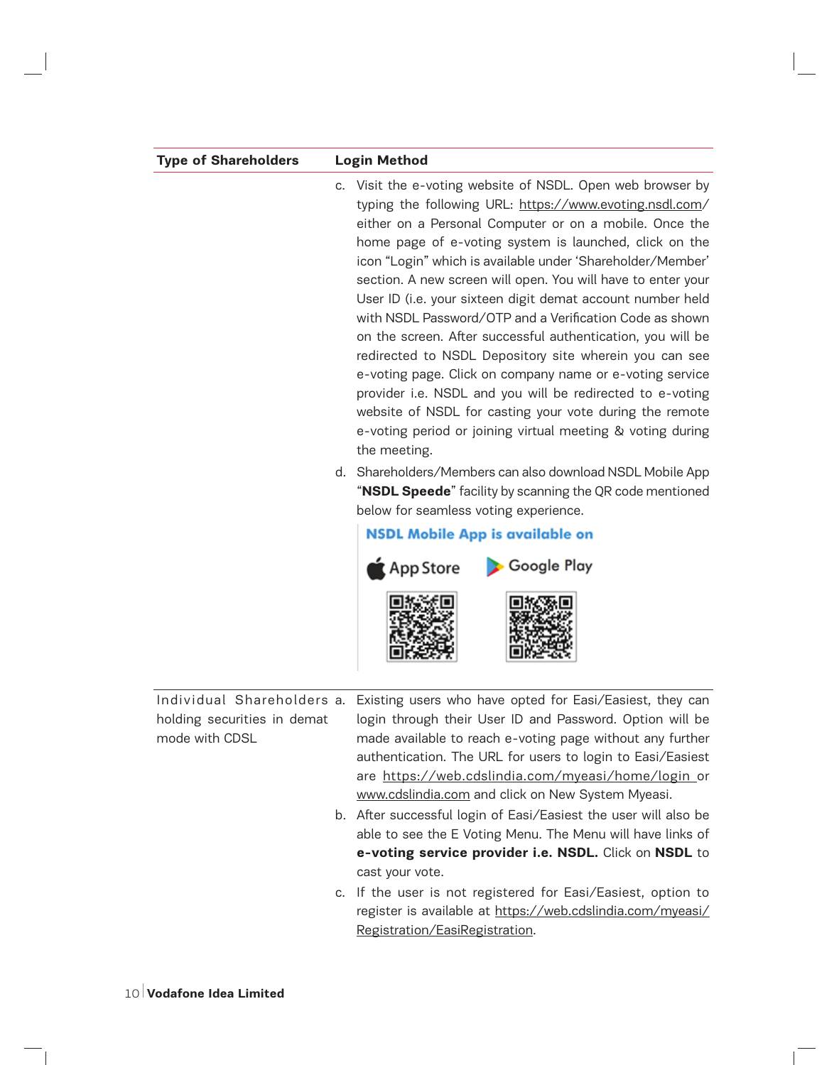| Type of Shareholders | Login Method |
|---|---|
| | c. Visit the e-voting website of NSDL. Open web browser by typing the following URL: https://www.evoting.nsdl.com/ either on a Personal Computer or on a mobile. Once the home page of e-voting system is launched, click on the icon "Login" which is available under 'Shareholder/Member' section. A new screen will open. You will have to enter your User ID (i.e. your sixteen digit demat account number held with NSDL Password/OTP and a Verification Code as shown on the screen. After successful authentication, you will be redirected to NSDL Depository site wherein you can see e-voting page. Click on company name or e-voting service provider i.e. NSDL and you will be redirected to e-voting website of NSDL for casting your vote during the remote e-voting period or joining virtual meeting & voting during the meeting.<br>d. Shareholders/Members can also download NSDL Mobile App "**NSDL Speede**" facility by scanning the QR code mentioned below for seamless voting experience.<br>**NSDL Mobile App is available on**<br>App Store Google Play |
| Individual Shareholders holding securities in demat mode with CDSL | a. Existing users who have opted for Easi/Easiest, they can login through their User ID and Password. Option will be made available to reach e-voting page without any further authentication. The URL for users to login to Easi/Easiest are https://web.cdslindia.com/myeasi/home/login or www.cdslindia.com and click on New System Myeasi.<br>b. After successful login of Easi/Easiest the user will also be able to see the E Voting Menu. The Menu will have links of **e-voting service provider i.e. NSDL.** Click on **NSDL** to cast your vote.<br>c. If the user is not registered for Easi/Easiest, option to register is available at https://web.cdslindia.com/myeasi/Registration/EasiRegistration. |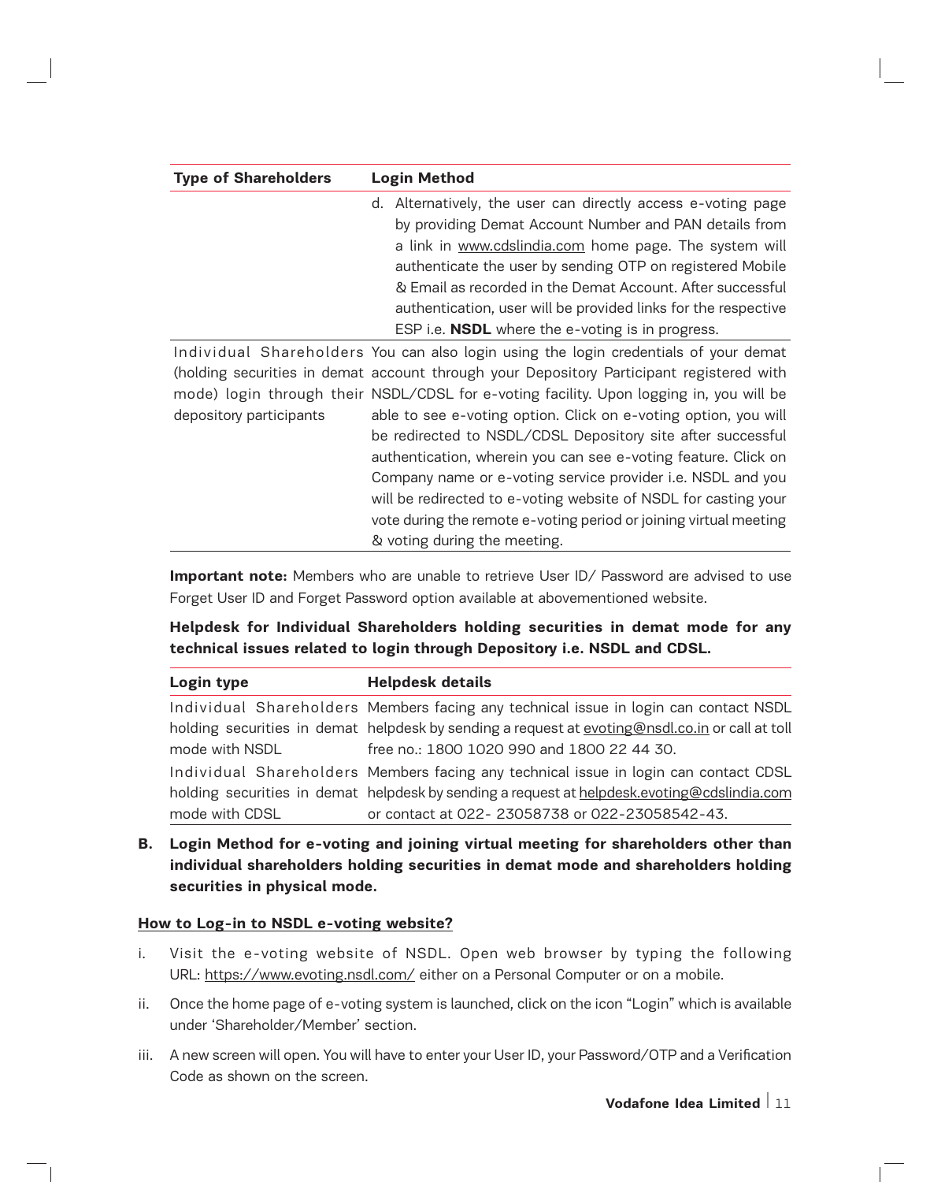| Type of Shareholders | Login Method |
|---|---|
| | d. Alternatively, the user can directly access e-voting page by providing Demat Account Number and PAN details from a link in www.cdslindia.com home page. The system will authenticate the user by sending OTP on registered Mobile & Email as recorded in the Demat Account. After successful authentication, user will be provided links for the respective ESP i.e. **NSDL** where the e-voting is in progress. |
| Individual Shareholders (holding securities in demat mode) login through their depository participants | You can also login using the login credentials of your demat account through your Depository Participant registered with NSDL/CDSL for e-voting facility. Upon logging in, you will be able to see e-voting option. Click on e-voting option, you will be redirected to NSDL/CDSL Depository site after successful authentication, wherein you can see e-voting feature. Click on Company name or e-voting service provider i.e. NSDL and you will be redirected to e-voting website of NSDL for casting your vote during the remote e-voting period or joining virtual meeting & voting during the meeting. |

**Important note:** Members who are unable to retrieve User ID/ Password are advised to use Forget User ID and Forget Password option available at abovementioned website.

**Helpdesk for Individual Shareholders holding securities in demat mode for any technical issues related to login through Depository i.e. NSDL and CDSL.**

| Login type | Helpdesk details |
|---|---|
| Individual Shareholders holding securities in demat mode with NSDL | Members facing any technical issue in login can contact NSDL helpdesk by sending a request at evoting@nsdl.co.in or call at toll free no.: 1800 1020 990 and 1800 22 44 30. |
| Individual Shareholders holding securities in demat mode with CDSL | Members facing any technical issue in login can contact CDSL helpdesk by sending a request at helpdesk.evoting@cdslindia.com or contact at 022- 23058738 or 022-23058542-43. |

**B. Login Method for e-voting and joining virtual meeting for shareholders other than individual shareholders holding securities in demat mode and shareholders holding securities in physical mode.**

**<u>How to Log-in to NSDL e-voting website?</u>**

i. Visit the e-voting website of NSDL. Open web browser by typing the following URL: https://www.evoting.nsdl.com/ either on a Personal Computer or on a mobile.

ii. Once the home page of e-voting system is launched, click on the icon "Login" which is available under 'Shareholder/Member' section.

iii. A new screen will open. You will have to enter your User ID, your Password/OTP and a Verification Code as shown on the screen.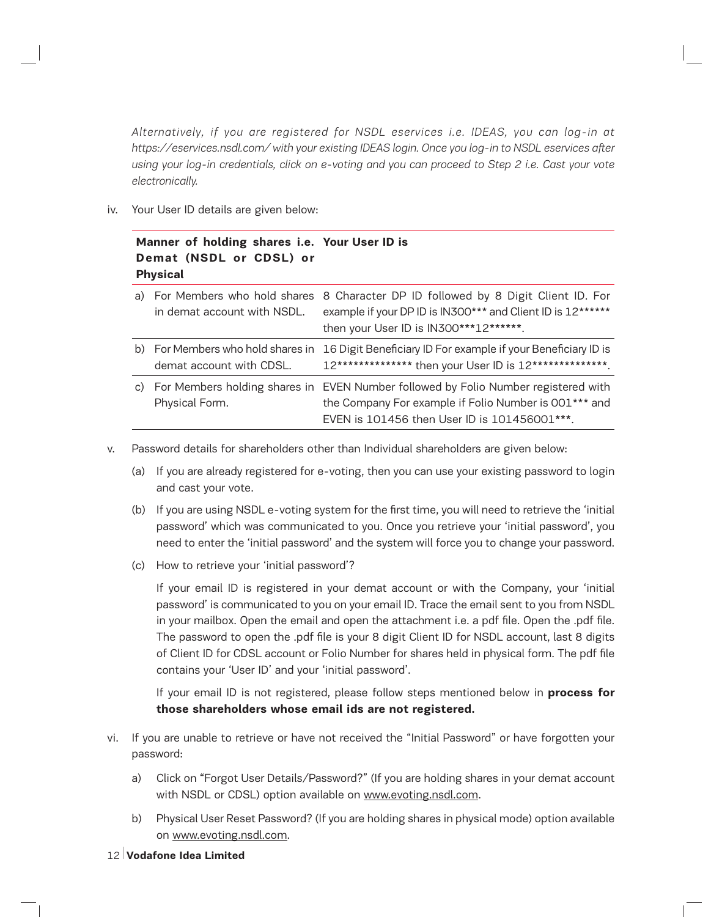*Alternatively, if you are registered for NSDL eservices i.e. IDEAS, you can log-in at https://eservices.nsdl.com/ with your existing IDEAS login. Once you log-in to NSDL eservices after using your log-in credentials, click on e-voting and you can proceed to Step 2 i.e. Cast your vote electronically.*

iv. Your User ID details are given below:

| **Manner of holding shares i.e. Demat (NSDL or CDSL) or Physical** | **Your User ID is** |
|---|---|
| a) For Members who hold shares in demat account with NSDL. | 8 Character DP ID followed by 8 Digit Client ID. For example if your DP ID is IN300*** and Client ID is 12****** then your User ID is IN300***12******. |
| b) For Members who hold shares in demat account with CDSL. | 16 Digit Beneficiary ID For example if your Beneficiary ID is 12************** then your User ID is 12**************. |
| c) For Members holding shares in Physical Form. | EVEN Number followed by Folio Number registered with the Company For example if Folio Number is 001*** and EVEN is 101456 then User ID is 101456001***. |

v. Password details for shareholders other than Individual shareholders are given below:

(a) If you are already registered for e-voting, then you can use your existing password to login and cast your vote.

(b) If you are using NSDL e-voting system for the first time, you will need to retrieve the 'initial password' which was communicated to you. Once you retrieve your 'initial password', you need to enter the 'initial password' and the system will force you to change your password.

(c) How to retrieve your 'initial password'?

If your email ID is registered in your demat account or with the Company, your 'initial password' is communicated to you on your email ID. Trace the email sent to you from NSDL in your mailbox. Open the email and open the attachment i.e. a pdf file. Open the .pdf file. The password to open the .pdf file is your 8 digit Client ID for NSDL account, last 8 digits of Client ID for CDSL account or Folio Number for shares held in physical form. The pdf file contains your 'User ID' and your 'initial password'.

If your email ID is not registered, please follow steps mentioned below in **process for those shareholders whose email ids are not registered.**

vi. If you are unable to retrieve or have not received the "Initial Password" or have forgotten your password:

a) Click on "Forgot User Details/Password?" (If you are holding shares in your demat account with NSDL or CDSL) option available on www.evoting.nsdl.com.

b) Physical User Reset Password? (If you are holding shares in physical mode) option available on www.evoting.nsdl.com.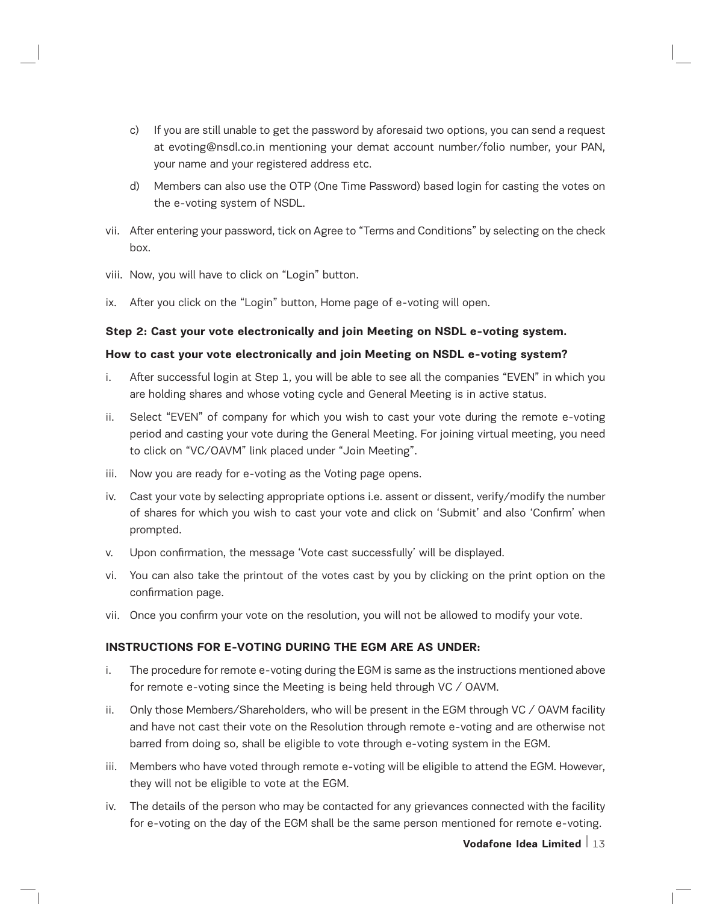c) If you are still unable to get the password by aforesaid two options, you can send a request at evoting@nsdl.co.in mentioning your demat account number/folio number, your PAN, your name and your registered address etc.

d) Members can also use the OTP (One Time Password) based login for casting the votes on the e-voting system of NSDL.

vii. After entering your password, tick on Agree to "Terms and Conditions" by selecting on the check box.

viii. Now, you will have to click on "Login" button.

ix. After you click on the "Login" button, Home page of e-voting will open.

**Step 2: Cast your vote electronically and join Meeting on NSDL e-voting system.**

**How to cast your vote electronically and join Meeting on NSDL e-voting system?**

i. After successful login at Step 1, you will be able to see all the companies "EVEN" in which you are holding shares and whose voting cycle and General Meeting is in active status.

ii. Select "EVEN" of company for which you wish to cast your vote during the remote e-voting period and casting your vote during the General Meeting. For joining virtual meeting, you need to click on "VC/OAVM" link placed under "Join Meeting".

iii. Now you are ready for e-voting as the Voting page opens.

iv. Cast your vote by selecting appropriate options i.e. assent or dissent, verify/modify the number of shares for which you wish to cast your vote and click on 'Submit' and also 'Confirm' when prompted.

v. Upon confirmation, the message 'Vote cast successfully' will be displayed.

vi. You can also take the printout of the votes cast by you by clicking on the print option on the confirmation page.

vii. Once you confirm your vote on the resolution, you will not be allowed to modify your vote.

**INSTRUCTIONS FOR E-VOTING DURING THE EGM ARE AS UNDER:**

i. The procedure for remote e-voting during the EGM is same as the instructions mentioned above for remote e-voting since the Meeting is being held through VC / OAVM.

ii. Only those Members/Shareholders, who will be present in the EGM through VC / OAVM facility and have not cast their vote on the Resolution through remote e-voting and are otherwise not barred from doing so, shall be eligible to vote through e-voting system in the EGM.

iii. Members who have voted through remote e-voting will be eligible to attend the EGM. However, they will not be eligible to vote at the EGM.

iv. The details of the person who may be contacted for any grievances connected with the facility for e-voting on the day of the EGM shall be the same person mentioned for remote e-voting.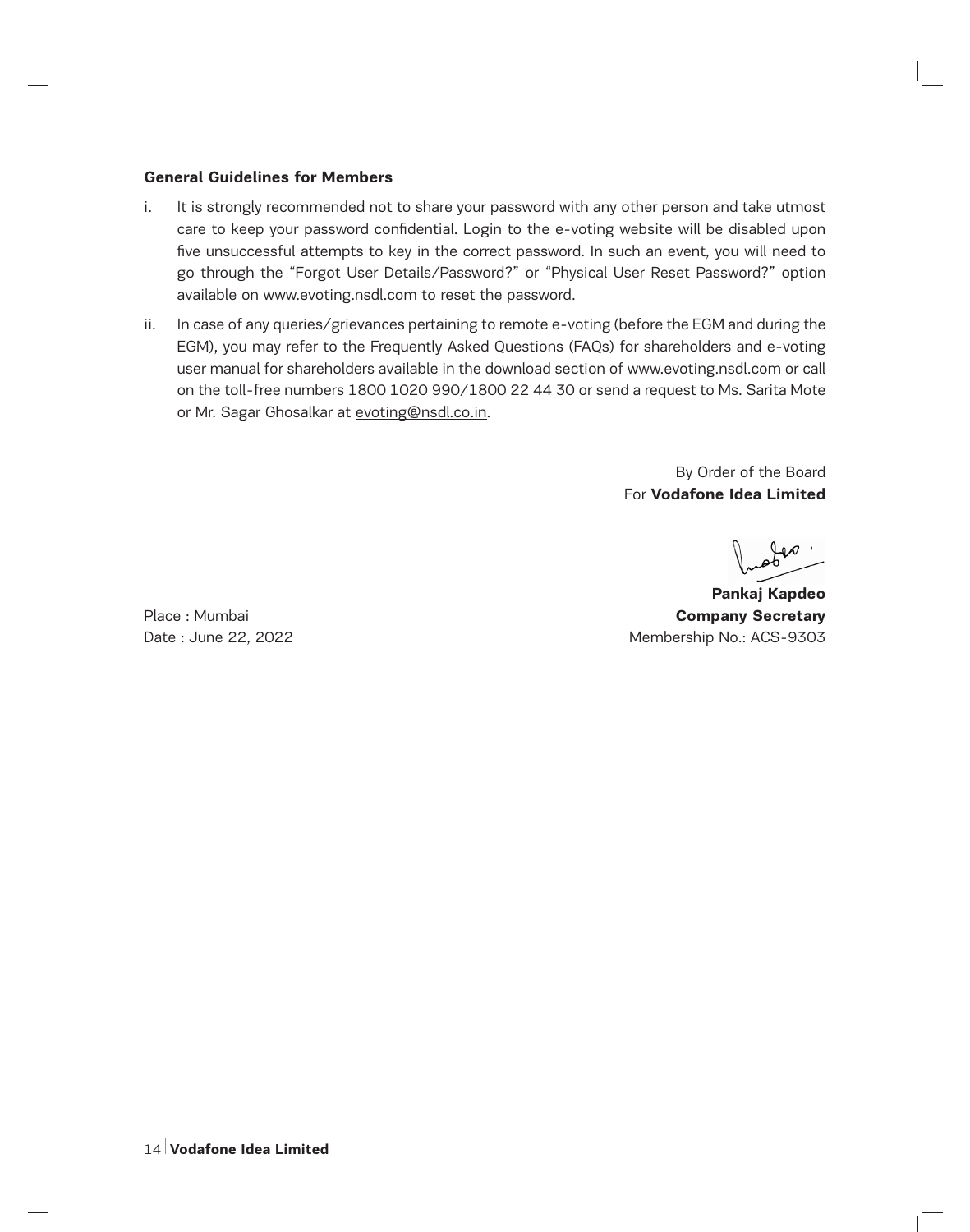**General Guidelines for Members**

i. It is strongly recommended not to share your password with any other person and take utmost care to keep your password confidential. Login to the e-voting website will be disabled upon five unsuccessful attempts to key in the correct password. In such an event, you will need to go through the "Forgot User Details/Password?" or "Physical User Reset Password?" option available on www.evoting.nsdl.com to reset the password.

ii. In case of any queries/grievances pertaining to remote e-voting (before the EGM and during the EGM), you may refer to the Frequently Asked Questions (FAQs) for shareholders and e-voting user manual for shareholders available in the download section of www.evoting.nsdl.com or call on the toll-free numbers 1800 1020 990/1800 22 44 30 or send a request to Ms. Sarita Mote or Mr. Sagar Ghosalkar at evoting@nsdl.co.in.

By Order of the Board
For **Vodafone Idea Limited**

**Pankaj Kapdeo**
**Company Secretary**
Membership No.: ACS-9303

Place : Mumbai
Date : June 22, 2022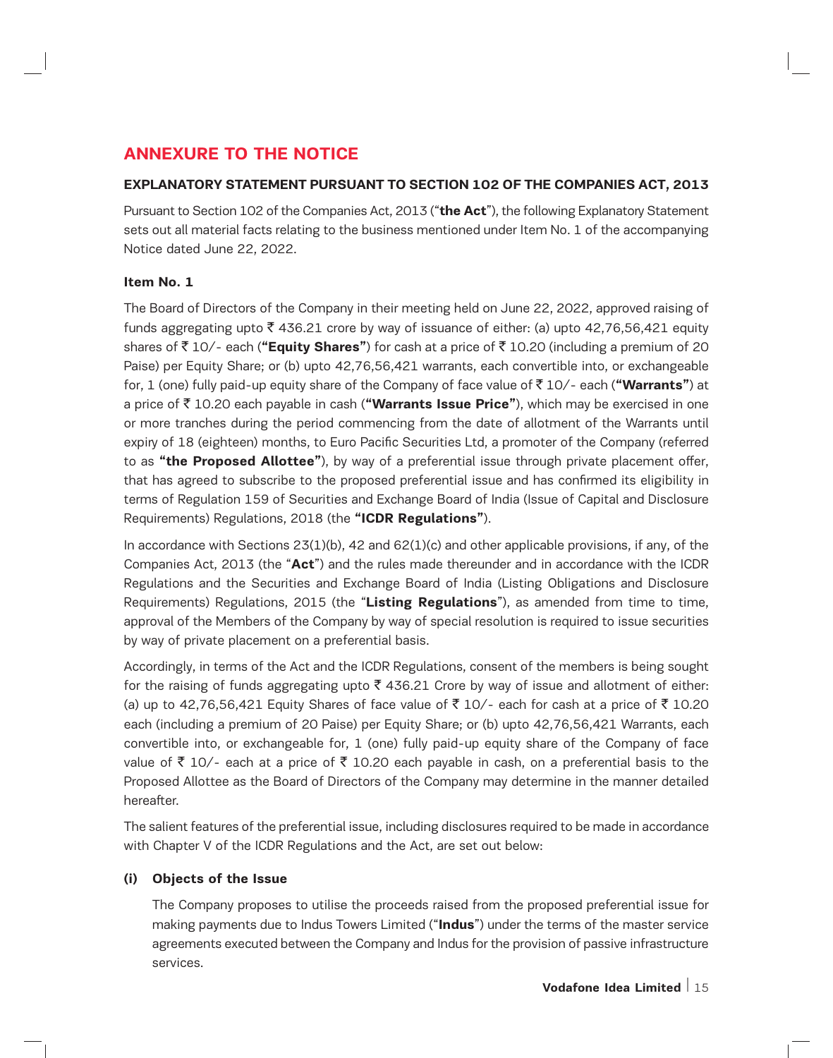# ANNEXURE TO THE NOTICE

## EXPLANATORY STATEMENT PURSUANT TO SECTION 102 OF THE COMPANIES ACT, 2013

Pursuant to Section 102 of the Companies Act, 2013 ("**the Act**"), the following Explanatory Statement sets out all material facts relating to the business mentioned under Item No. 1 of the accompanying Notice dated June 22, 2022.

### Item No. 1

The Board of Directors of the Company in their meeting held on June 22, 2022, approved raising of funds aggregating upto ₹ 436.21 crore by way of issuance of either: (a) upto 42,76,56,421 equity shares of ₹ 10/- each (**"Equity Shares"**) for cash at a price of ₹ 10.20 (including a premium of 20 Paise) per Equity Share; or (b) upto 42,76,56,421 warrants, each convertible into, or exchangeable for, 1 (one) fully paid-up equity share of the Company of face value of ₹ 10/- each (**"Warrants"**) at a price of ₹ 10.20 each payable in cash (**"Warrants Issue Price"**), which may be exercised in one or more tranches during the period commencing from the date of allotment of the Warrants until expiry of 18 (eighteen) months, to Euro Pacific Securities Ltd, a promoter of the Company (referred to as **"the Proposed Allottee"**), by way of a preferential issue through private placement offer, that has agreed to subscribe to the proposed preferential issue and has confirmed its eligibility in terms of Regulation 159 of Securities and Exchange Board of India (Issue of Capital and Disclosure Requirements) Regulations, 2018 (the **"ICDR Regulations"**).

In accordance with Sections 23(1)(b), 42 and 62(1)(c) and other applicable provisions, if any, of the Companies Act, 2013 (the "**Act**") and the rules made thereunder and in accordance with the ICDR Regulations and the Securities and Exchange Board of India (Listing Obligations and Disclosure Requirements) Regulations, 2015 (the "**Listing Regulations**"), as amended from time to time, approval of the Members of the Company by way of special resolution is required to issue securities by way of private placement on a preferential basis.

Accordingly, in terms of the Act and the ICDR Regulations, consent of the members is being sought for the raising of funds aggregating upto ₹ 436.21 Crore by way of issue and allotment of either: (a) up to 42,76,56,421 Equity Shares of face value of ₹ 10/- each for cash at a price of ₹ 10.20 each (including a premium of 20 Paise) per Equity Share; or (b) upto 42,76,56,421 Warrants, each convertible into, or exchangeable for, 1 (one) fully paid-up equity share of the Company of face value of ₹ 10/- each at a price of ₹ 10.20 each payable in cash, on a preferential basis to the Proposed Allottee as the Board of Directors of the Company may determine in the manner detailed hereafter.

The salient features of the preferential issue, including disclosures required to be made in accordance with Chapter V of the ICDR Regulations and the Act, are set out below:

**(i) Objects of the Issue**

The Company proposes to utilise the proceeds raised from the proposed preferential issue for making payments due to Indus Towers Limited ("**Indus**") under the terms of the master service agreements executed between the Company and Indus for the provision of passive infrastructure services.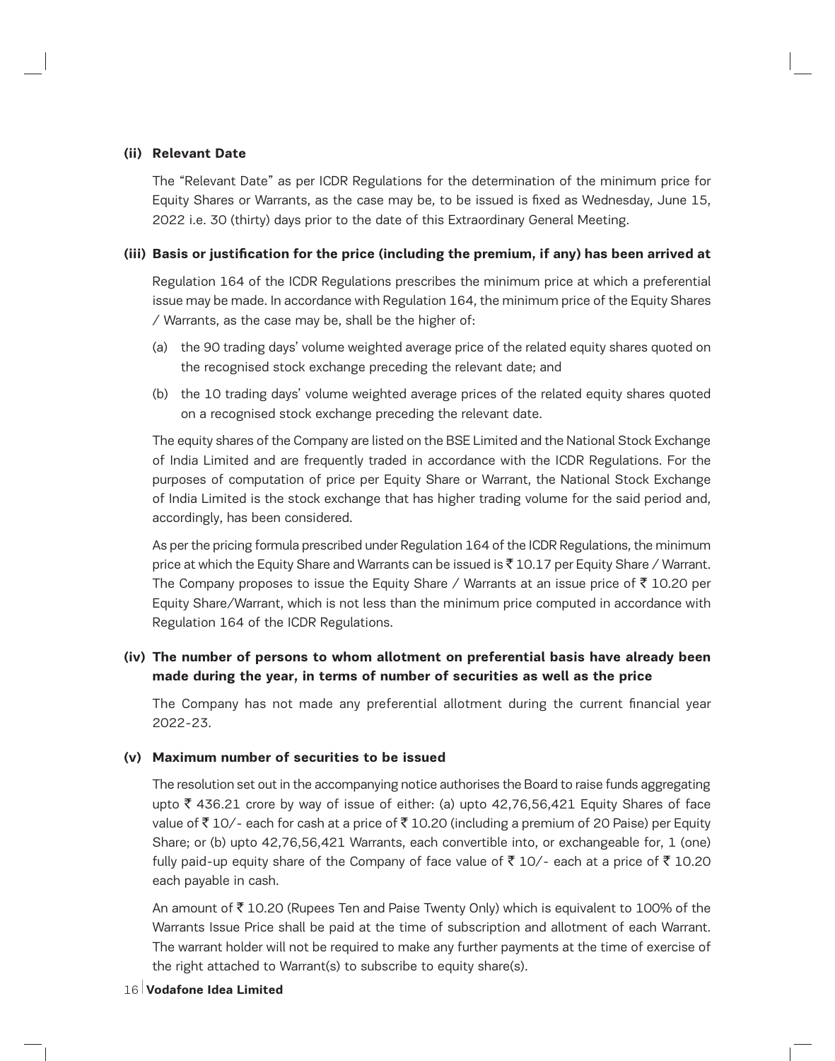**(ii) Relevant Date**

The "Relevant Date" as per ICDR Regulations for the determination of the minimum price for Equity Shares or Warrants, as the case may be, to be issued is fixed as Wednesday, June 15, 2022 i.e. 30 (thirty) days prior to the date of this Extraordinary General Meeting.

**(iii) Basis or justification for the price (including the premium, if any) has been arrived at**

Regulation 164 of the ICDR Regulations prescribes the minimum price at which a preferential issue may be made. In accordance with Regulation 164, the minimum price of the Equity Shares / Warrants, as the case may be, shall be the higher of:

(a) the 90 trading days' volume weighted average price of the related equity shares quoted on the recognised stock exchange preceding the relevant date; and

(b) the 10 trading days' volume weighted average prices of the related equity shares quoted on a recognised stock exchange preceding the relevant date.

The equity shares of the Company are listed on the BSE Limited and the National Stock Exchange of India Limited and are frequently traded in accordance with the ICDR Regulations. For the purposes of computation of price per Equity Share or Warrant, the National Stock Exchange of India Limited is the stock exchange that has higher trading volume for the said period and, accordingly, has been considered.

As per the pricing formula prescribed under Regulation 164 of the ICDR Regulations, the minimum price at which the Equity Share and Warrants can be issued is ₹ 10.17 per Equity Share / Warrant. The Company proposes to issue the Equity Share / Warrants at an issue price of ₹ 10.20 per Equity Share/Warrant, which is not less than the minimum price computed in accordance with Regulation 164 of the ICDR Regulations.

**(iv) The number of persons to whom allotment on preferential basis have already been made during the year, in terms of number of securities as well as the price**

The Company has not made any preferential allotment during the current financial year 2022-23.

**(v) Maximum number of securities to be issued**

The resolution set out in the accompanying notice authorises the Board to raise funds aggregating upto ₹ 436.21 crore by way of issue of either: (a) upto 42,76,56,421 Equity Shares of face value of ₹ 10/- each for cash at a price of ₹ 10.20 (including a premium of 20 Paise) per Equity Share; or (b) upto 42,76,56,421 Warrants, each convertible into, or exchangeable for, 1 (one) fully paid-up equity share of the Company of face value of ₹ 10/- each at a price of ₹ 10.20 each payable in cash.

An amount of ₹ 10.20 (Rupees Ten and Paise Twenty Only) which is equivalent to 100% of the Warrants Issue Price shall be paid at the time of subscription and allotment of each Warrant. The warrant holder will not be required to make any further payments at the time of exercise of the right attached to Warrant(s) to subscribe to equity share(s).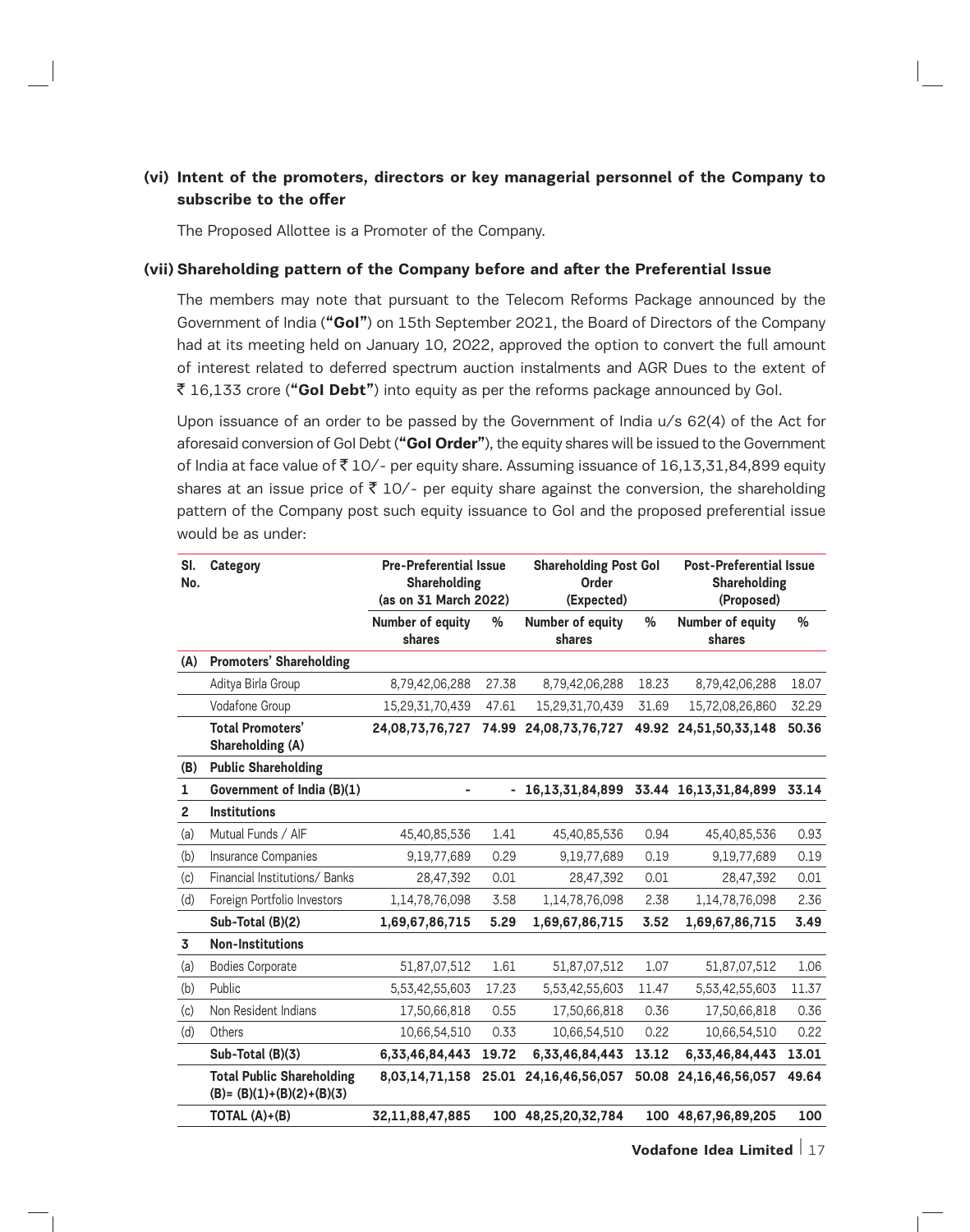**(vi) Intent of the promoters, directors or key managerial personnel of the Company to subscribe to the offer**

The Proposed Allottee is a Promoter of the Company.

**(vii) Shareholding pattern of the Company before and after the Preferential Issue**

The members may note that pursuant to the Telecom Reforms Package announced by the Government of India (**"GoI"**) on 15th September 2021, the Board of Directors of the Company had at its meeting held on January 10, 2022, approved the option to convert the full amount of interest related to deferred spectrum auction instalments and AGR Dues to the extent of ₹ 16,133 crore (**"GoI Debt"**) into equity as per the reforms package announced by GoI.

Upon issuance of an order to be passed by the Government of India u/s 62(4) of the Act for aforesaid conversion of GoI Debt (**"GoI Order"**), the equity shares will be issued to the Government of India at face value of ₹ 10/- per equity share. Assuming issuance of 16,13,31,84,899 equity shares at an issue price of ₹ 10/- per equity share against the conversion, the shareholding pattern of the Company post such equity issuance to GoI and the proposed preferential issue would be as under:

| Sl. No. | Category | Pre-Preferential Issue Shareholding (as on 31 March 2022) | | Shareholding Post GoI Order (Expected) | | Post-Preferential Issue Shareholding (Proposed) | |
|---|---|---|---|---|---|---|---|
| | | Number of equity shares | % | Number of equity shares | % | Number of equity shares | % |
| **(A)** | **Promoters' Shareholding** | | | | | | |
| | Aditya Birla Group | 8,79,42,06,288 | 27.38 | 8,79,42,06,288 | 18.23 | 8,79,42,06,288 | 18.07 |
| | Vodafone Group | 15,29,31,70,439 | 47.61 | 15,29,31,70,439 | 31.69 | 15,72,08,26,860 | 32.29 |
| | **Total Promoters' Shareholding (A)** | **24,08,73,76,727** | **74.99** | **24,08,73,76,727** | **49.92** | **24,51,50,33,148** | **50.36** |
| **(B)** | **Public Shareholding** | | | | | | |
| **1** | **Government of India (B)(1)** | **-** | **-** | **16,13,31,84,899** | **33.44** | **16,13,31,84,899** | **33.14** |
| **2** | **Institutions** | | | | | | |
| (a) | Mutual Funds / AIF | 45,40,85,536 | 1.41 | 45,40,85,536 | 0.94 | 45,40,85,536 | 0.93 |
| (b) | Insurance Companies | 9,19,77,689 | 0.29 | 9,19,77,689 | 0.19 | 9,19,77,689 | 0.19 |
| (c) | Financial Institutions/ Banks | 28,47,392 | 0.01 | 28,47,392 | 0.01 | 28,47,392 | 0.01 |
| (d) | Foreign Portfolio Investors | 1,14,78,76,098 | 3.58 | 1,14,78,76,098 | 2.38 | 1,14,78,76,098 | 2.36 |
| | **Sub-Total (B)(2)** | **1,69,67,86,715** | **5.29** | **1,69,67,86,715** | **3.52** | **1,69,67,86,715** | **3.49** |
| **3** | **Non-Institutions** | | | | | | |
| (a) | Bodies Corporate | 51,87,07,512 | 1.61 | 51,87,07,512 | 1.07 | 51,87,07,512 | 1.06 |
| (b) | Public | 5,53,42,55,603 | 17.23 | 5,53,42,55,603 | 11.47 | 5,53,42,55,603 | 11.37 |
| (c) | Non Resident Indians | 17,50,66,818 | 0.55 | 17,50,66,818 | 0.36 | 17,50,66,818 | 0.36 |
| (d) | Others | 10,66,54,510 | 0.33 | 10,66,54,510 | 0.22 | 10,66,54,510 | 0.22 |
| | **Sub-Total (B)(3)** | **6,33,46,84,443** | **19.72** | **6,33,46,84,443** | **13.12** | **6,33,46,84,443** | **13.01** |
| | **Total Public Shareholding (B)= (B)(1)+(B)(2)+(B)(3)** | **8,03,14,71,158** | **25.01** | **24,16,46,56,057** | **50.08** | **24,16,46,56,057** | **49.64** |
| | **TOTAL (A)+(B)** | **32,11,88,47,885** | **100** | **48,25,20,32,784** | **100** | **48,67,96,89,205** | **100** |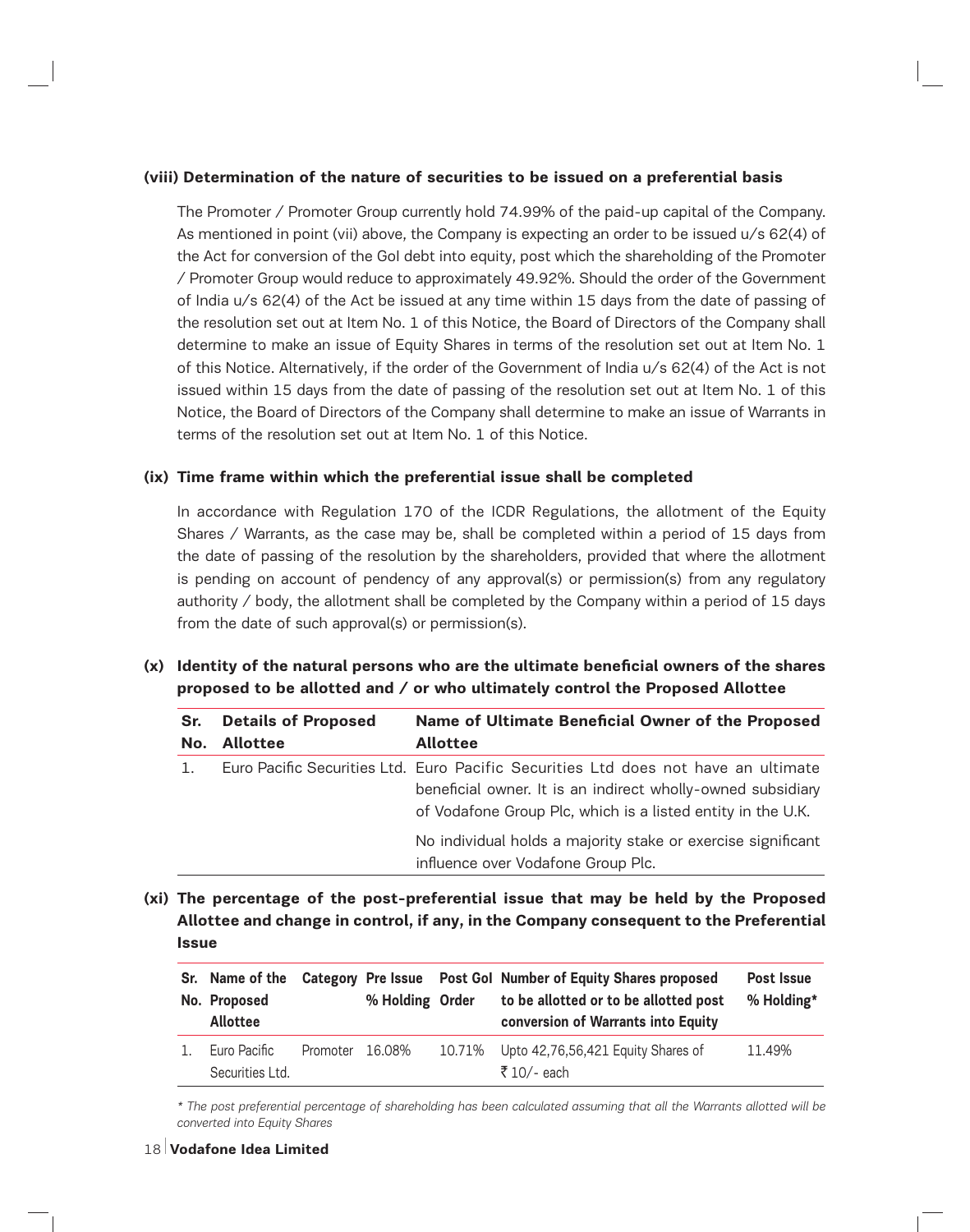**(viii) Determination of the nature of securities to be issued on a preferential basis**

The Promoter / Promoter Group currently hold 74.99% of the paid-up capital of the Company. As mentioned in point (vii) above, the Company is expecting an order to be issued u/s 62(4) of the Act for conversion of the GoI debt into equity, post which the shareholding of the Promoter / Promoter Group would reduce to approximately 49.92%. Should the order of the Government of India u/s 62(4) of the Act be issued at any time within 15 days from the date of passing of the resolution set out at Item No. 1 of this Notice, the Board of Directors of the Company shall determine to make an issue of Equity Shares in terms of the resolution set out at Item No. 1 of this Notice. Alternatively, if the order of the Government of India u/s 62(4) of the Act is not issued within 15 days from the date of passing of the resolution set out at Item No. 1 of this Notice, the Board of Directors of the Company shall determine to make an issue of Warrants in terms of the resolution set out at Item No. 1 of this Notice.

**(ix) Time frame within which the preferential issue shall be completed**

In accordance with Regulation 170 of the ICDR Regulations, the allotment of the Equity Shares / Warrants, as the case may be, shall be completed within a period of 15 days from the date of passing of the resolution by the shareholders, provided that where the allotment is pending on account of pendency of any approval(s) or permission(s) from any regulatory authority / body, the allotment shall be completed by the Company within a period of 15 days from the date of such approval(s) or permission(s).

**(x) Identity of the natural persons who are the ultimate beneficial owners of the shares proposed to be allotted and / or who ultimately control the Proposed Allottee**

| Sr. No. | Details of Proposed Allottee | Name of Ultimate Beneficial Owner of the Proposed Allottee |
|---|---|---|
| 1. | Euro Pacific Securities Ltd. | Euro Pacific Securities Ltd does not have an ultimate beneficial owner. It is an indirect wholly-owned subsidiary of Vodafone Group Plc, which is a listed entity in the U.K.<br><br>No individual holds a majority stake or exercise significant influence over Vodafone Group Plc. |

**(xi) The percentage of the post-preferential issue that may be held by the Proposed Allottee and change in control, if any, in the Company consequent to the Preferential Issue**

| Sr. No. | Name of the Proposed Allottee | Category | Pre Issue % Holding | Post GoI Order | Number of Equity Shares proposed to be allotted or to be allotted post conversion of Warrants into Equity | Post Issue % Holding* |
|---|---|---|---|---|---|---|
| 1. | Euro Pacific Securities Ltd. | Promoter | 16.08% | 10.71% | Upto 42,76,56,421 Equity Shares of ₹ 10/- each | 11.49% |

*\* The post preferential percentage of shareholding has been calculated assuming that all the Warrants allotted will be converted into Equity Shares*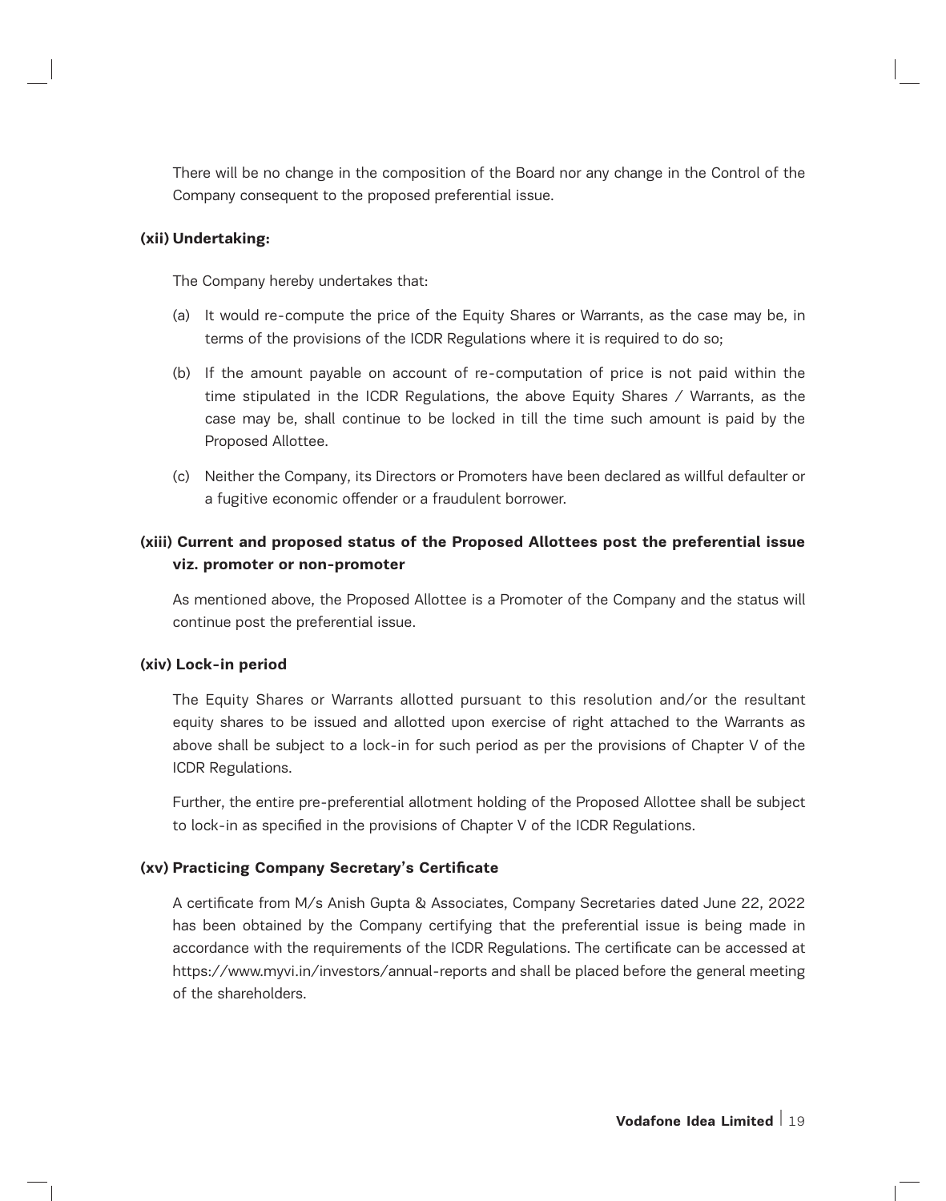There will be no change in the composition of the Board nor any change in the Control of the Company consequent to the proposed preferential issue.

**(xii) Undertaking:**

The Company hereby undertakes that:

(a) It would re-compute the price of the Equity Shares or Warrants, as the case may be, in terms of the provisions of the ICDR Regulations where it is required to do so;

(b) If the amount payable on account of re-computation of price is not paid within the time stipulated in the ICDR Regulations, the above Equity Shares / Warrants, as the case may be, shall continue to be locked in till the time such amount is paid by the Proposed Allottee.

(c) Neither the Company, its Directors or Promoters have been declared as willful defaulter or a fugitive economic offender or a fraudulent borrower.

**(xiii) Current and proposed status of the Proposed Allottees post the preferential issue viz. promoter or non-promoter**

As mentioned above, the Proposed Allottee is a Promoter of the Company and the status will continue post the preferential issue.

**(xiv) Lock-in period**

The Equity Shares or Warrants allotted pursuant to this resolution and/or the resultant equity shares to be issued and allotted upon exercise of right attached to the Warrants as above shall be subject to a lock-in for such period as per the provisions of Chapter V of the ICDR Regulations.

Further, the entire pre-preferential allotment holding of the Proposed Allottee shall be subject to lock-in as specified in the provisions of Chapter V of the ICDR Regulations.

**(xv) Practicing Company Secretary's Certificate**

A certificate from M/s Anish Gupta & Associates, Company Secretaries dated June 22, 2022 has been obtained by the Company certifying that the preferential issue is being made in accordance with the requirements of the ICDR Regulations. The certificate can be accessed at https://www.myvi.in/investors/annual-reports and shall be placed before the general meeting of the shareholders.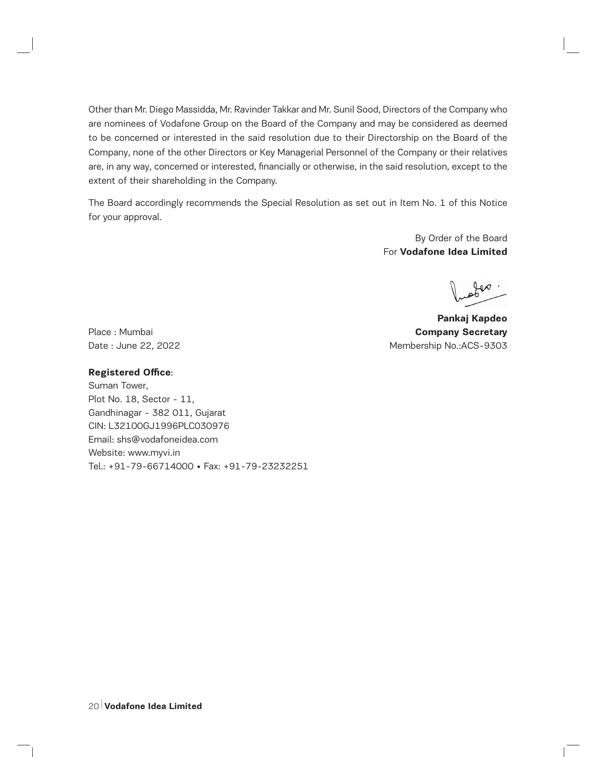Other than Mr. Diego Massidda, Mr. Ravinder Takkar and Mr. Sunil Sood, Directors of the Company who are nominees of Vodafone Group on the Board of the Company and may be considered as deemed to be concerned or interested in the said resolution due to their Directorship on the Board of the Company, none of the other Directors or Key Managerial Personnel of the Company or their relatives are, in any way, concerned or interested, financially or otherwise, in the said resolution, except to the extent of their shareholding in the Company.

The Board accordingly recommends the Special Resolution as set out in Item No. 1 of this Notice for your approval.

By Order of the Board
For **Vodafone Idea Limited**

**Pankaj Kapdeo**
**Company Secretary**
Membership No.:ACS-9303

Place : Mumbai
Date : June 22, 2022

**Registered Office**:
Suman Tower,
Plot No. 18, Sector - 11,
Gandhinagar - 382 011, Gujarat
CIN: L32100GJ1996PLC030976
Email: shs@vodafoneidea.com
Website: www.myvi.in
Tel.: +91-79-66714000 • Fax: +91-79-23232251